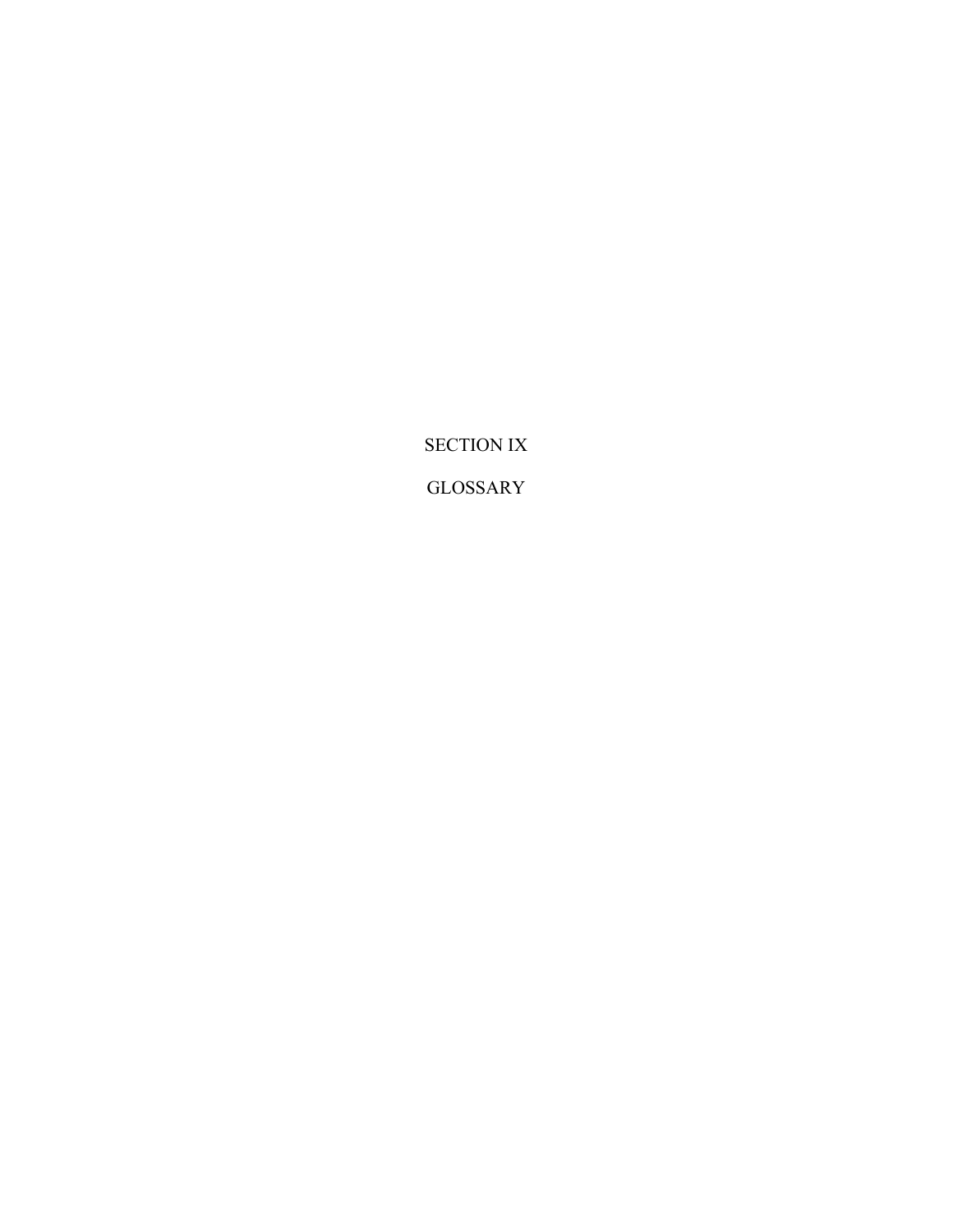# SECTION IX

# GLOSSARY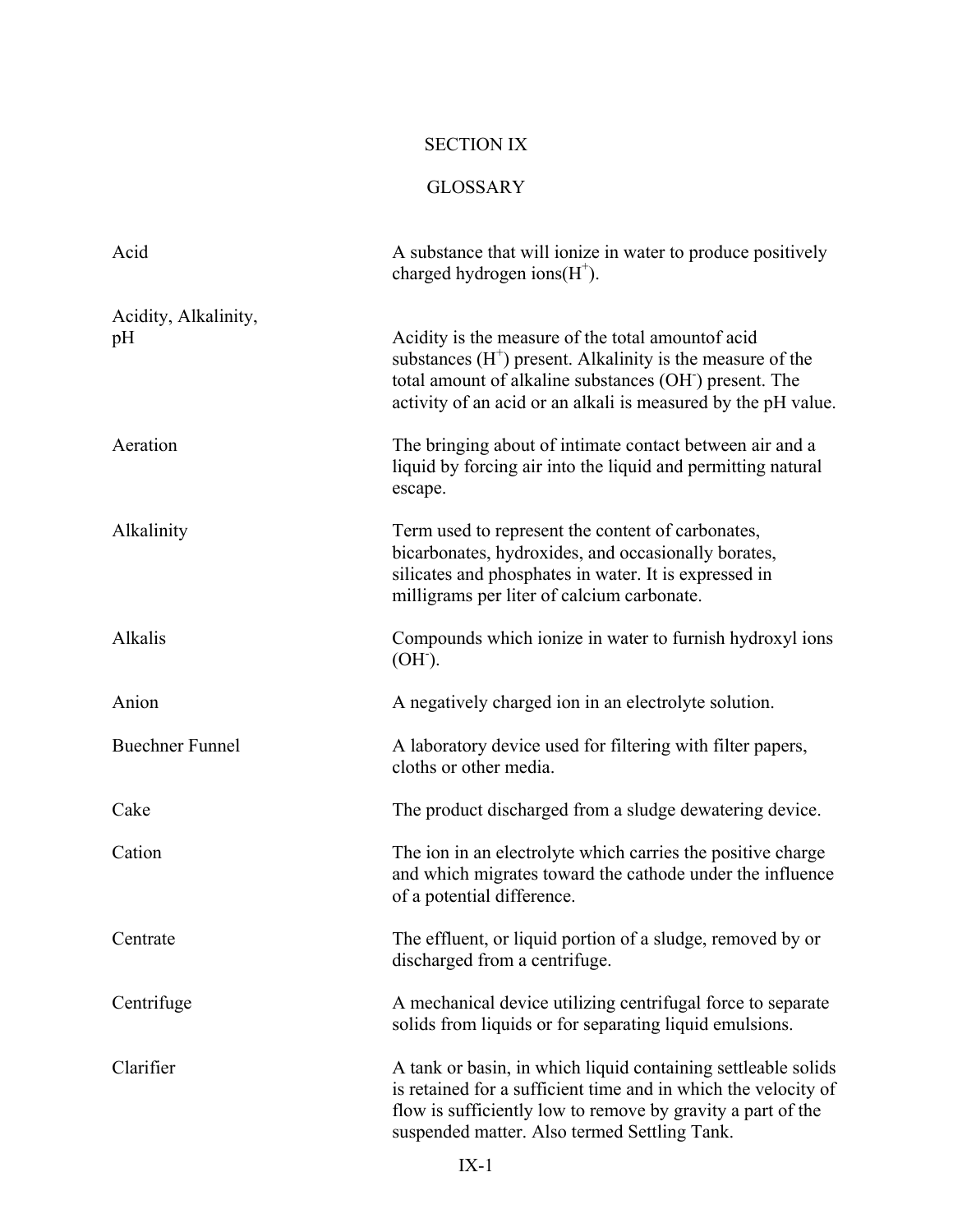# SECTION IX

## GLOSSARY

| | |
|---|---|
| Acid | A substance that will ionize in water to produce positively charged hydrogen ions($H^+$). |
| Acidity, Alkalinity, pH | Acidity is the measure of the total amountof acid substances ($H^+$) present. Alkalinity is the measure of the total amount of alkaline substances ($OH^-$) present. The activity of an acid or an alkali is measured by the pH value. |
| Aeration | The bringing about of intimate contact between air and a liquid by forcing air into the liquid and permitting natural escape. |
| Alkalinity | Term used to represent the content of carbonates, bicarbonates, hydroxides, and occasionally borates, silicates and phosphates in water. It is expressed in milligrams per liter of calcium carbonate. |
| Alkalis | Compounds which ionize in water to furnish hydroxyl ions ($OH^-$). |
| Anion | A negatively charged ion in an electrolyte solution. |
| Buechner Funnel | A laboratory device used for filtering with filter papers, cloths or other media. |
| Cake | The product discharged from a sludge dewatering device. |
| Cation | The ion in an electrolyte which carries the positive charge and which migrates toward the cathode under the influence of a potential difference. |
| Centrate | The effluent, or liquid portion of a sludge, removed by or discharged from a centrifuge. |
| Centrifuge | A mechanical device utilizing centrifugal force to separate solids from liquids or for separating liquid emulsions. |
| Clarifier | A tank or basin, in which liquid containing settleable solids is retained for a sufficient time and in which the velocity of flow is sufficiently low to remove by gravity a part of the suspended matter. Also termed Settling Tank. |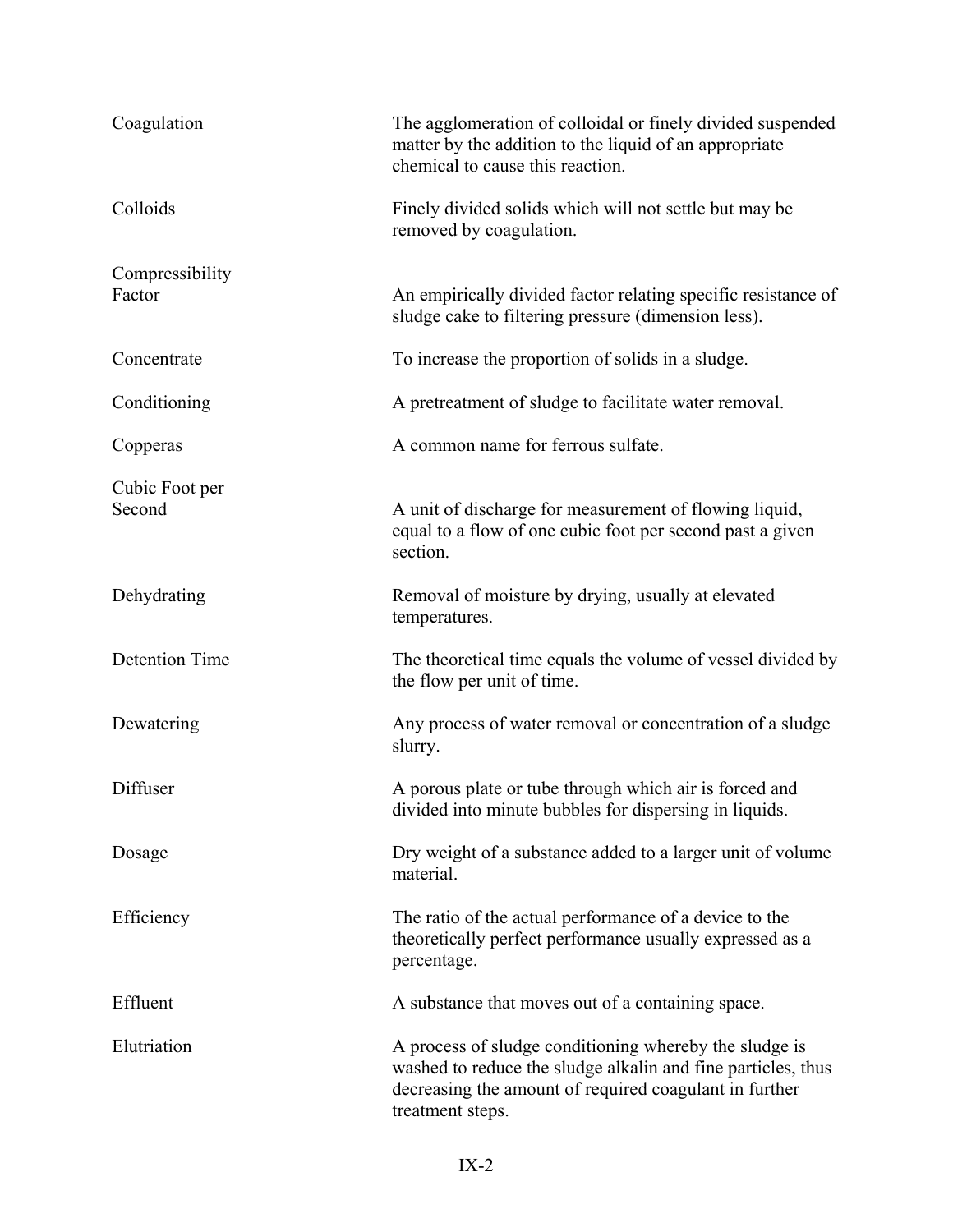| | |
|---|---|
| Coagulation | The agglomeration of colloidal or finely divided suspended matter by the addition to the liquid of an appropriate chemical to cause this reaction. |
| Colloids | Finely divided solids which will not settle but may be removed by coagulation. |
| Compressibility Factor | An empirically divided factor relating specific resistance of sludge cake to filtering pressure (dimension less). |
| Concentrate | To increase the proportion of solids in a sludge. |
| Conditioning | A pretreatment of sludge to facilitate water removal. |
| Copperas | A common name for ferrous sulfate. |
| Cubic Foot per Second | A unit of discharge for measurement of flowing liquid, equal to a flow of one cubic foot per second past a given section. |
| Dehydrating | Removal of moisture by drying, usually at elevated temperatures. |
| Detention Time | The theoretical time equals the volume of vessel divided by the flow per unit of time. |
| Dewatering | Any process of water removal or concentration of a sludge slurry. |
| Diffuser | A porous plate or tube through which air is forced and divided into minute bubbles for dispersing in liquids. |
| Dosage | Dry weight of a substance added to a larger unit of volume material. |
| Efficiency | The ratio of the actual performance of a device to the theoretically perfect performance usually expressed as a percentage. |
| Effluent | A substance that moves out of a containing space. |
| Elutriation | A process of sludge conditioning whereby the sludge is washed to reduce the sludge alkalin and fine particles, thus decreasing the amount of required coagulant in further treatment steps. |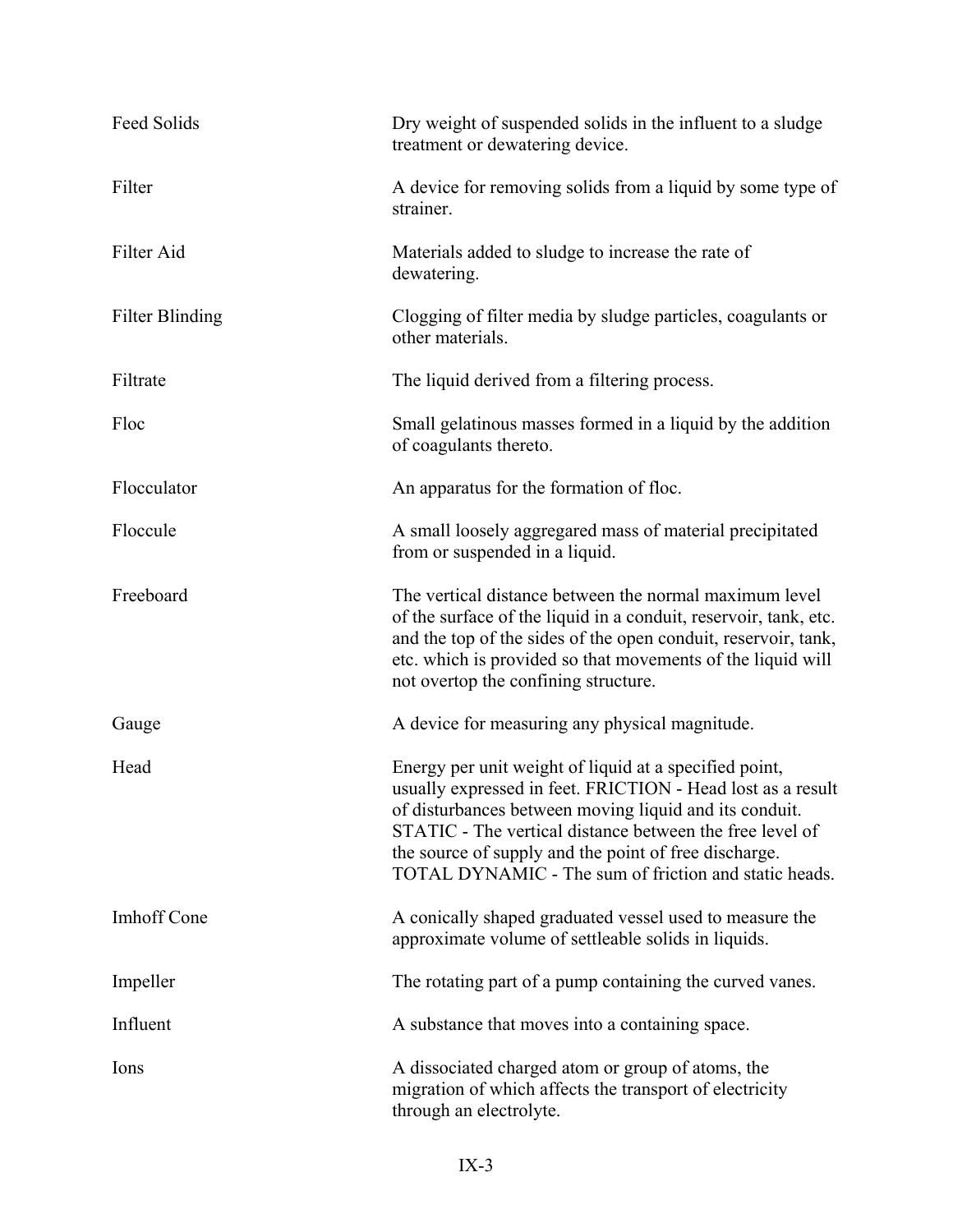| | |
|---|---|
| Feed Solids | Dry weight of suspended solids in the influent to a sludge treatment or dewatering device. |
| Filter | A device for removing solids from a liquid by some type of strainer. |
| Filter Aid | Materials added to sludge to increase the rate of dewatering. |
| Filter Blinding | Clogging of filter media by sludge particles, coagulants or other materials. |
| Filtrate | The liquid derived from a filtering process. |
| Floc | Small gelatinous masses formed in a liquid by the addition of coagulants thereto. |
| Flocculator | An apparatus for the formation of floc. |
| Floccule | A small loosely aggregared mass of material precipitated from or suspended in a liquid. |
| Freeboard | The vertical distance between the normal maximum level of the surface of the liquid in a conduit, reservoir, tank, etc. and the top of the sides of the open conduit, reservoir, tank, etc. which is provided so that movements of the liquid will not overtop the confining structure. |
| Gauge | A device for measuring any physical magnitude. |
| Head | Energy per unit weight of liquid at a specified point, usually expressed in feet. FRICTION - Head lost as a result of disturbances between moving liquid and its conduit. STATIC - The vertical distance between the free level of the source of supply and the point of free discharge. TOTAL DYNAMIC - The sum of friction and static heads. |
| Imhoff Cone | A conically shaped graduated vessel used to measure the approximate volume of settleable solids in liquids. |
| Impeller | The rotating part of a pump containing the curved vanes. |
| Influent | A substance that moves into a containing space. |
| Ions | A dissociated charged atom or group of atoms, the migration of which affects the transport of electricity through an electrolyte. |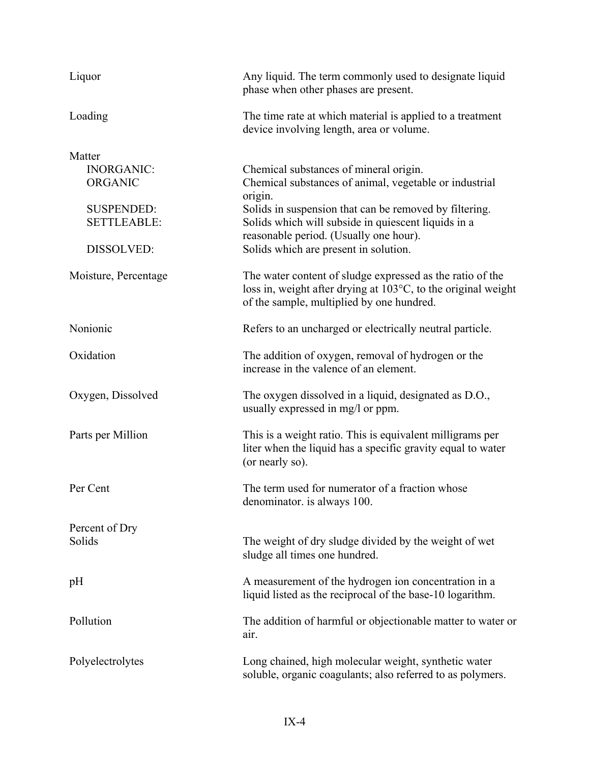| | |
|---|---|
| Liquor | Any liquid. The term commonly used to designate liquid phase when other phases are present. |
| Loading | The time rate at which material is applied to a treatment device involving length, area or volume. |
| Matter | |
| INORGANIC: | Chemical substances of mineral origin. |
| ORGANIC | Chemical substances of animal, vegetable or industrial origin. |
| SUSPENDED: | Solids in suspension that can be removed by filtering. |
| SETTLEABLE: | Solids which will subside in quiescent liquids in a reasonable period. (Usually one hour). |
| DISSOLVED: | Solids which are present in solution. |
| Moisture, Percentage | The water content of sludge expressed as the ratio of the loss in, weight after drying at 103°C, to the original weight of the sample, multiplied by one hundred. |
| Nonionic | Refers to an uncharged or electrically neutral particle. |
| Oxidation | The addition of oxygen, removal of hydrogen or the increase in the valence of an element. |
| Oxygen, Dissolved | The oxygen dissolved in a liquid, designated as D.O., usually expressed in mg/l or ppm. |
| Parts per Million | This is a weight ratio. This is equivalent milligrams per liter when the liquid has a specific gravity equal to water (or nearly so). |
| Per Cent | The term used for numerator of a fraction whose denominator. is always 100. |
| Percent of Dry Solids | The weight of dry sludge divided by the weight of wet sludge all times one hundred. |
| pH | A measurement of the hydrogen ion concentration in a liquid listed as the reciprocal of the base-10 logarithm. |
| Pollution | The addition of harmful or objectionable matter to water or air. |
| Polyelectrolytes | Long chained, high molecular weight, synthetic water soluble, organic coagulants; also referred to as polymers. |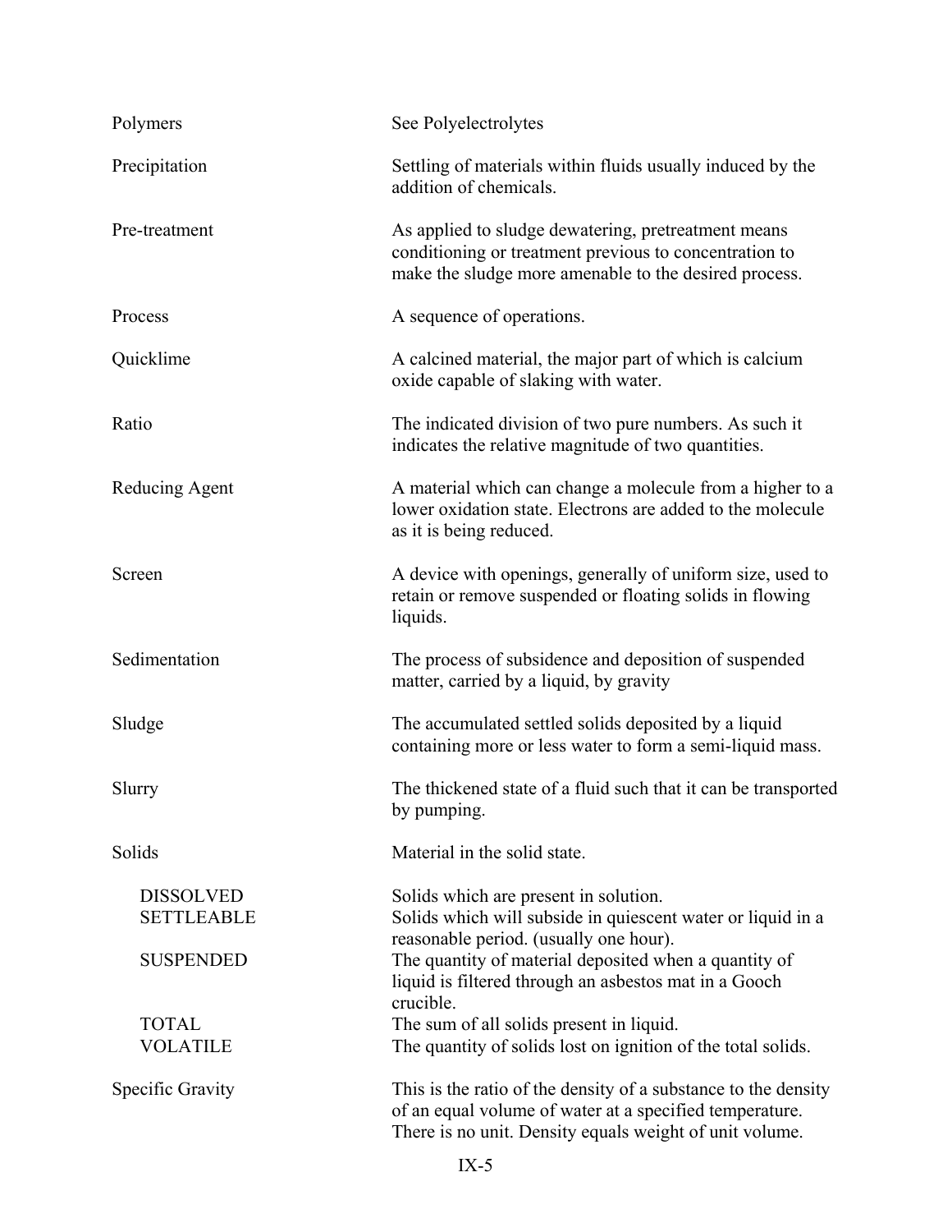| | |
|---|---|
| Polymers | See Polyelectrolytes |
| Precipitation | Settling of materials within fluids usually induced by the addition of chemicals. |
| Pre-treatment | As applied to sludge dewatering, pretreatment means conditioning or treatment previous to concentration to make the sludge more amenable to the desired process. |
| Process | A sequence of operations. |
| Quicklime | A calcined material, the major part of which is calcium oxide capable of slaking with water. |
| Ratio | The indicated division of two pure numbers. As such it indicates the relative magnitude of two quantities. |
| Reducing Agent | A material which can change a molecule from a higher to a lower oxidation state. Electrons are added to the molecule as it is being reduced. |
| Screen | A device with openings, generally of uniform size, used to retain or remove suspended or floating solids in flowing liquids. |
| Sedimentation | The process of subsidence and deposition of suspended matter, carried by a liquid, by gravity |
| Sludge | The accumulated settled solids deposited by a liquid containing more or less water to form a semi-liquid mass. |
| Slurry | The thickened state of a fluid such that it can be transported by pumping. |
| Solids | Material in the solid state. |
| DISSOLVED | Solids which are present in solution. |
| SETTLEABLE | Solids which will subside in quiescent water or liquid in a reasonable period. (usually one hour). |
| SUSPENDED | The quantity of material deposited when a quantity of liquid is filtered through an asbestos mat in a Gooch crucible. |
| TOTAL | The sum of all solids present in liquid. |
| VOLATILE | The quantity of solids lost on ignition of the total solids. |
| Specific Gravity | This is the ratio of the density of a substance to the density of an equal volume of water at a specified temperature. There is no unit. Density equals weight of unit volume. |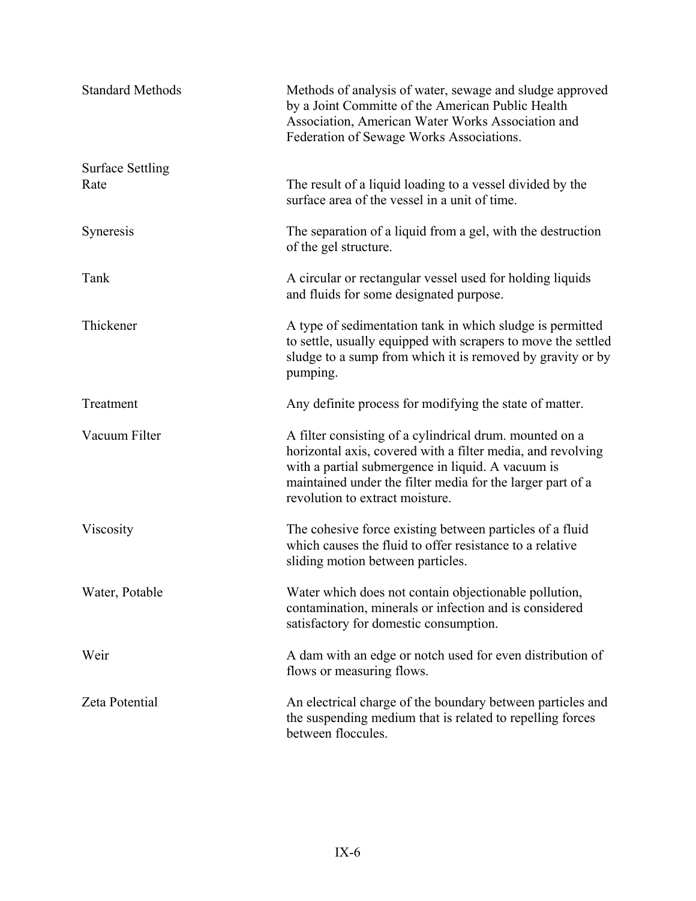| | |
|---|---|
| Standard Methods | Methods of analysis of water, sewage and sludge approved by a Joint Committe of the American Public Health Association, American Water Works Association and Federation of Sewage Works Associations. |
| Surface Settling Rate | The result of a liquid loading to a vessel divided by the surface area of the vessel in a unit of time. |
| Syneresis | The separation of a liquid from a gel, with the destruction of the gel structure. |
| Tank | A circular or rectangular vessel used for holding liquids and fluids for some designated purpose. |
| Thickener | A type of sedimentation tank in which sludge is permitted to settle, usually equipped with scrapers to move the settled sludge to a sump from which it is removed by gravity or by pumping. |
| Treatment | Any definite process for modifying the state of matter. |
| Vacuum Filter | A filter consisting of a cylindrical drum. mounted on a horizontal axis, covered with a filter media, and revolving with a partial submergence in liquid. A vacuum is maintained under the filter media for the larger part of a revolution to extract moisture. |
| Viscosity | The cohesive force existing between particles of a fluid which causes the fluid to offer resistance to a relative sliding motion between particles. |
| Water, Potable | Water which does not contain objectionable pollution, contamination, minerals or infection and is considered satisfactory for domestic consumption. |
| Weir | A dam with an edge or notch used for even distribution of flows or measuring flows. |
| Zeta Potential | An electrical charge of the boundary between particles and the suspending medium that is related to repelling forces between floccules. |